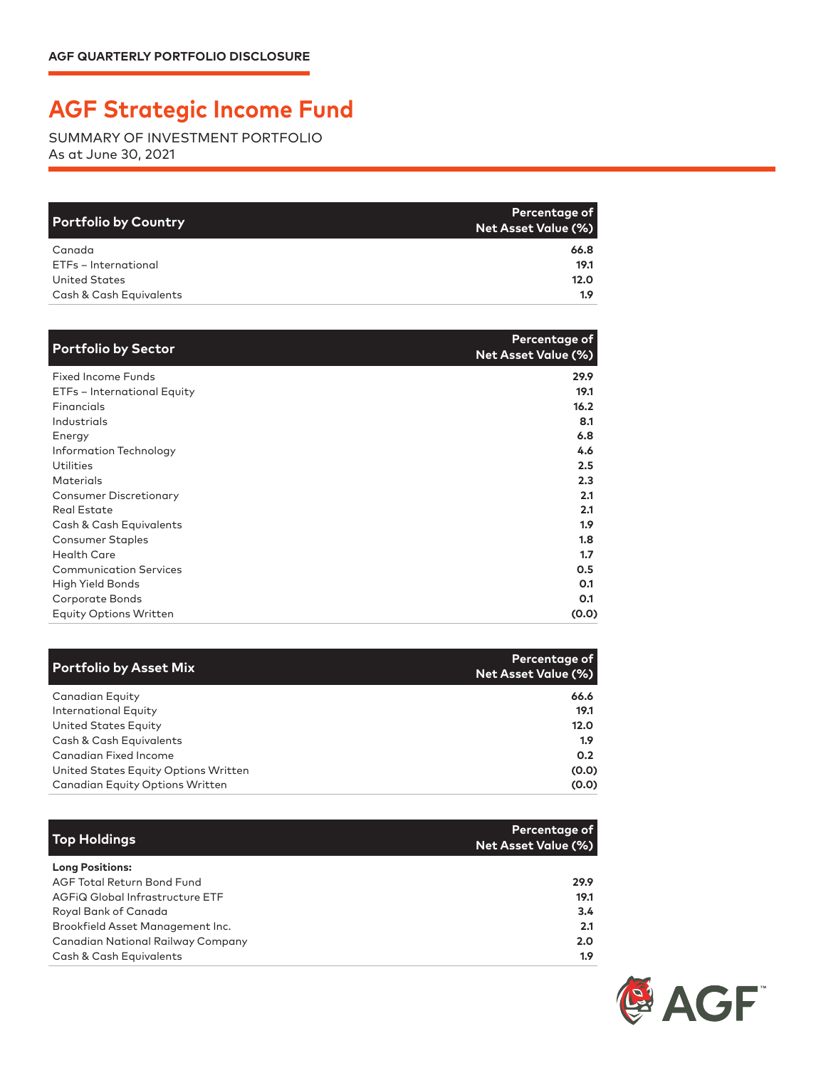AGF QUARTERLY PORTFOLIO DISCLOSURE

# AGF Strategic Income Fund

SUMMARY OF INVESTMENT PORTFOLIO
As at June 30, 2021

| Portfolio by Country | Percentage of Net Asset Value (%) |
|---|---|
| Canada | 66.8 |
| ETFs – International | 19.1 |
| United States | 12.0 |
| Cash & Cash Equivalents | 1.9 |

| Portfolio by Sector | Percentage of Net Asset Value (%) |
|---|---|
| Fixed Income Funds | 29.9 |
| ETFs – International Equity | 19.1 |
| Financials | 16.2 |
| Industrials | 8.1 |
| Energy | 6.8 |
| Information Technology | 4.6 |
| Utilities | 2.5 |
| Materials | 2.3 |
| Consumer Discretionary | 2.1 |
| Real Estate | 2.1 |
| Cash & Cash Equivalents | 1.9 |
| Consumer Staples | 1.8 |
| Health Care | 1.7 |
| Communication Services | 0.5 |
| High Yield Bonds | 0.1 |
| Corporate Bonds | 0.1 |
| Equity Options Written | (0.0) |

| Portfolio by Asset Mix | Percentage of Net Asset Value (%) |
|---|---|
| Canadian Equity | 66.6 |
| International Equity | 19.1 |
| United States Equity | 12.0 |
| Cash & Cash Equivalents | 1.9 |
| Canadian Fixed Income | 0.2 |
| United States Equity Options Written | (0.0) |
| Canadian Equity Options Written | (0.0) |

| Top Holdings | Percentage of Net Asset Value (%) |
|---|---|
| **Long Positions:** | |
| AGF Total Return Bond Fund | 29.9 |
| AGFiQ Global Infrastructure ETF | 19.1 |
| Royal Bank of Canada | 3.4 |
| Brookfield Asset Management Inc. | 2.1 |
| Canadian National Railway Company | 2.0 |
| Cash & Cash Equivalents | 1.9 |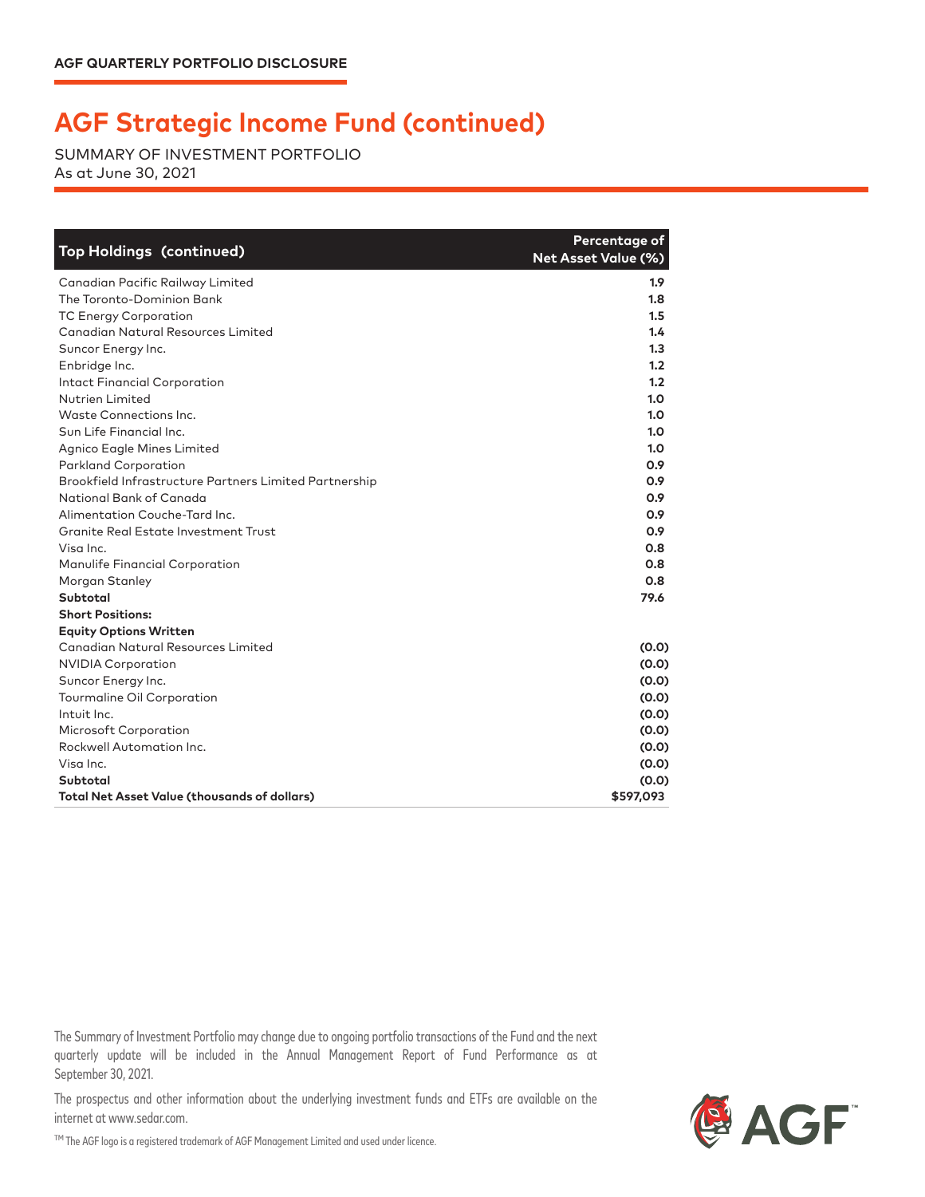**AGF QUARTERLY PORTFOLIO DISCLOSURE**

# AGF Strategic Income Fund (continued)

SUMMARY OF INVESTMENT PORTFOLIO
As at June 30, 2021

| Top Holdings (continued) | Percentage of Net Asset Value (%) |
|---|---|
| Canadian Pacific Railway Limited | 1.9 |
| The Toronto-Dominion Bank | 1.8 |
| TC Energy Corporation | 1.5 |
| Canadian Natural Resources Limited | 1.4 |
| Suncor Energy Inc. | 1.3 |
| Enbridge Inc. | 1.2 |
| Intact Financial Corporation | 1.2 |
| Nutrien Limited | 1.0 |
| Waste Connections Inc. | 1.0 |
| Sun Life Financial Inc. | 1.0 |
| Agnico Eagle Mines Limited | 1.0 |
| Parkland Corporation | 0.9 |
| Brookfield Infrastructure Partners Limited Partnership | 0.9 |
| National Bank of Canada | 0.9 |
| Alimentation Couche-Tard Inc. | 0.9 |
| Granite Real Estate Investment Trust | 0.9 |
| Visa Inc. | 0.8 |
| Manulife Financial Corporation | 0.8 |
| Morgan Stanley | 0.8 |
| **Subtotal** | **79.6** |
| **Short Positions:** | |
| **Equity Options Written** | |
| Canadian Natural Resources Limited | (0.0) |
| NVIDIA Corporation | (0.0) |
| Suncor Energy Inc. | (0.0) |
| Tourmaline Oil Corporation | (0.0) |
| Intuit Inc. | (0.0) |
| Microsoft Corporation | (0.0) |
| Rockwell Automation Inc. | (0.0) |
| Visa Inc. | (0.0) |
| **Subtotal** | **(0.0)** |
| **Total Net Asset Value (thousands of dollars)** | **$597,093** |

The Summary of Investment Portfolio may change due to ongoing portfolio transactions of the Fund and the next quarterly update will be included in the Annual Management Report of Fund Performance as at September 30, 2021.

The prospectus and other information about the underlying investment funds and ETFs are available on the internet at www.sedar.com.

TM The AGF logo is a registered trademark of AGF Management Limited and used under licence.